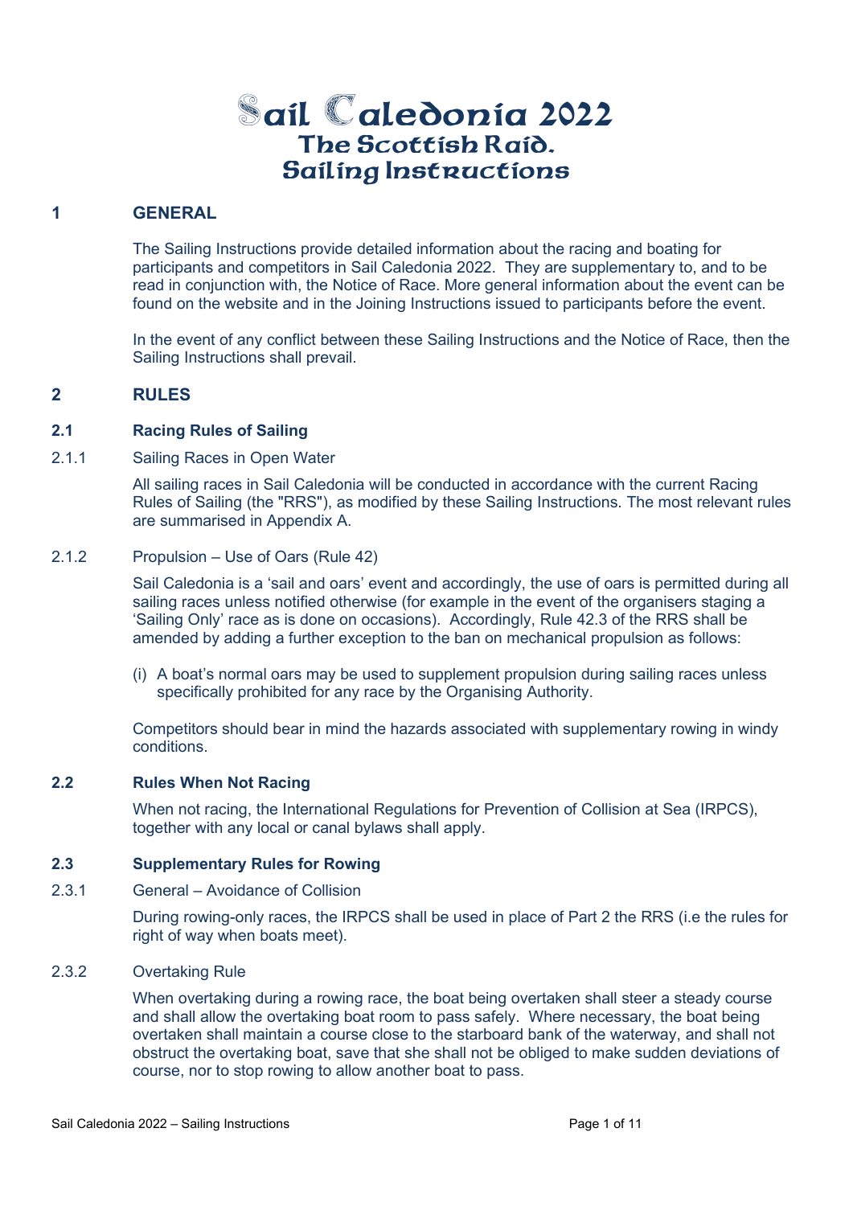# Sail Caledonia 2022
## The Scottish Raid.
## Sailing Instructions

## 1 GENERAL

The Sailing Instructions provide detailed information about the racing and boating for participants and competitors in Sail Caledonia 2022. They are supplementary to, and to be read in conjunction with, the Notice of Race. More general information about the event can be found on the website and in the Joining Instructions issued to participants before the event.

In the event of any conflict between these Sailing Instructions and the Notice of Race, then the Sailing Instructions shall prevail.

## 2 RULES

### 2.1 Racing Rules of Sailing

#### 2.1.1 Sailing Races in Open Water

All sailing races in Sail Caledonia will be conducted in accordance with the current Racing Rules of Sailing (the "RRS"), as modified by these Sailing Instructions. The most relevant rules are summarised in Appendix A.

#### 2.1.2 Propulsion – Use of Oars (Rule 42)

Sail Caledonia is a 'sail and oars' event and accordingly, the use of oars is permitted during all sailing races unless notified otherwise (for example in the event of the organisers staging a 'Sailing Only' race as is done on occasions). Accordingly, Rule 42.3 of the RRS shall be amended by adding a further exception to the ban on mechanical propulsion as follows:

(i) A boat's normal oars may be used to supplement propulsion during sailing races unless specifically prohibited for any race by the Organising Authority.

Competitors should bear in mind the hazards associated with supplementary rowing in windy conditions.

### 2.2 Rules When Not Racing

When not racing, the International Regulations for Prevention of Collision at Sea (IRPCS), together with any local or canal bylaws shall apply.

### 2.3 Supplementary Rules for Rowing

#### 2.3.1 General – Avoidance of Collision

During rowing-only races, the IRPCS shall be used in place of Part 2 the RRS (i.e the rules for right of way when boats meet).

#### 2.3.2 Overtaking Rule

When overtaking during a rowing race, the boat being overtaken shall steer a steady course and shall allow the overtaking boat room to pass safely. Where necessary, the boat being overtaken shall maintain a course close to the starboard bank of the waterway, and shall not obstruct the overtaking boat, save that she shall not be obliged to make sudden deviations of course, nor to stop rowing to allow another boat to pass.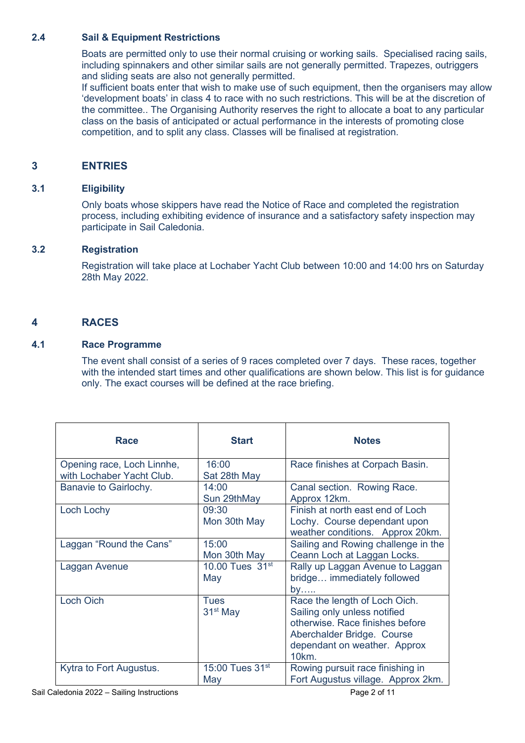### 2.4 Sail & Equipment Restrictions

Boats are permitted only to use their normal cruising or working sails. Specialised racing sails, including spinnakers and other similar sails are not generally permitted. Trapezes, outriggers and sliding seats are also not generally permitted.
If sufficient boats enter that wish to make use of such equipment, then the organisers may allow 'development boats' in class 4 to race with no such restrictions. This will be at the discretion of the committee.. The Organising Authority reserves the right to allocate a boat to any particular class on the basis of anticipated or actual performance in the interests of promoting close competition, and to split any class. Classes will be finalised at registration.

## 3 ENTRIES

### 3.1 Eligibility

Only boats whose skippers have read the Notice of Race and completed the registration process, including exhibiting evidence of insurance and a satisfactory safety inspection may participate in Sail Caledonia.

### 3.2 Registration

Registration will take place at Lochaber Yacht Club between 10:00 and 14:00 hrs on Saturday 28th May 2022.

## 4 RACES

### 4.1 Race Programme

The event shall consist of a series of 9 races completed over 7 days. These races, together with the intended start times and other qualifications are shown below. This list is for guidance only. The exact courses will be defined at the race briefing.

| Race | Start | Notes |
|---|---|---|
| Opening race, Loch Linnhe, with Lochaber Yacht Club. | 16:00 Sat 28th May | Race finishes at Corpach Basin. |
| Banavie to Gairlochy. | 14:00 Sun 29thMay | Canal section. Rowing Race. Approx 12km. |
| Loch Lochy | 09:30 Mon 30th May | Finish at north east end of Loch Lochy. Course dependant upon weather conditions. Approx 20km. |
| Laggan "Round the Cans" | 15:00 Mon 30th May | Sailing and Rowing challenge in the Ceann Loch at Laggan Locks. |
| Laggan Avenue | 10.00 Tues 31st May | Rally up Laggan Avenue to Laggan bridge… immediately followed by….. |
| Loch Oich | Tues 31st May | Race the length of Loch Oich. Sailing only unless notified otherwise. Race finishes before Aberchalder Bridge. Course dependant on weather. Approx 10km. |
| Kytra to Fort Augustus. | 15:00 Tues 31st May | Rowing pursuit race finishing in Fort Augustus village. Approx 2km. |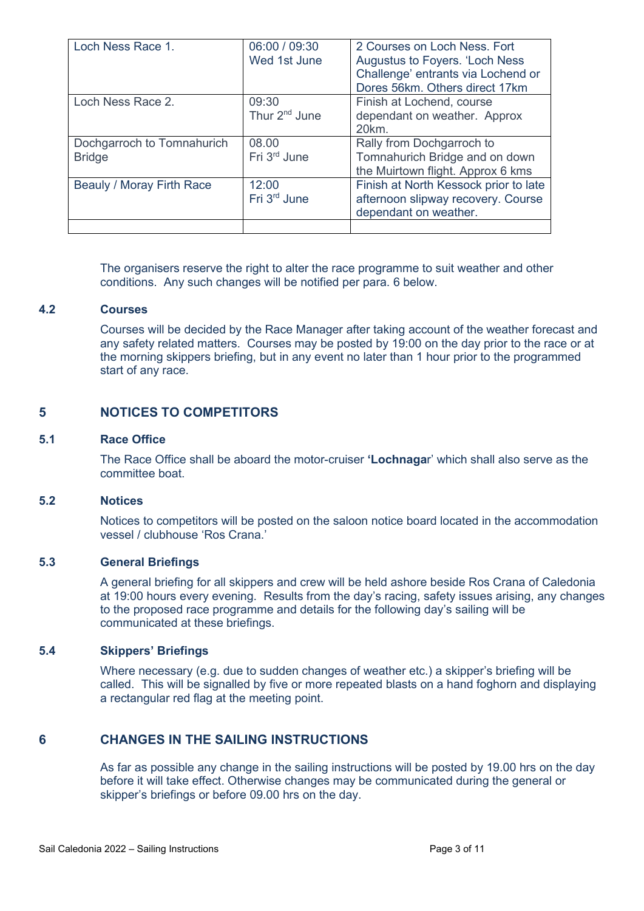| Loch Ness Race 1. | 06:00 / 09:30<br>Wed 1st June | 2 Courses on Loch Ness. Fort Augustus to Foyers. 'Loch Ness Challenge' entrants via Lochend or Dores 56km. Others direct 17km |
|---|---|---|
| Loch Ness Race 2. | 09:30<br>Thur 2nd June | Finish at Lochend, course dependant on weather. Approx 20km. |
| Dochgarroch to Tomnahurich Bridge | 08.00<br>Fri 3rd June | Rally from Dochgarroch to Tomnahurich Bridge and on down the Muirtown flight. Approx 6 kms |
| Beauly / Moray Firth Race | 12:00<br>Fri 3rd June | Finish at North Kessock prior to late afternoon slipway recovery. Course dependant on weather. |
| | | |

The organisers reserve the right to alter the race programme to suit weather and other conditions. Any such changes will be notified per para. 6 below.

### 4.2 Courses

Courses will be decided by the Race Manager after taking account of the weather forecast and any safety related matters. Courses may be posted by 19:00 on the day prior to the race or at the morning skippers briefing, but in any event no later than 1 hour prior to the programmed start of any race.

## 5 NOTICES TO COMPETITORS

### 5.1 Race Office

The Race Office shall be aboard the motor-cruiser **'Lochnaga**r' which shall also serve as the committee boat.

### 5.2 Notices

Notices to competitors will be posted on the saloon notice board located in the accommodation vessel / clubhouse 'Ros Crana.'

### 5.3 General Briefings

A general briefing for all skippers and crew will be held ashore beside Ros Crana of Caledonia at 19:00 hours every evening. Results from the day's racing, safety issues arising, any changes to the proposed race programme and details for the following day's sailing will be communicated at these briefings.

### 5.4 Skippers' Briefings

Where necessary (e.g. due to sudden changes of weather etc.) a skipper's briefing will be called. This will be signalled by five or more repeated blasts on a hand foghorn and displaying a rectangular red flag at the meeting point.

## 6 CHANGES IN THE SAILING INSTRUCTIONS

As far as possible any change in the sailing instructions will be posted by 19.00 hrs on the day before it will take effect. Otherwise changes may be communicated during the general or skipper's briefings or before 09.00 hrs on the day.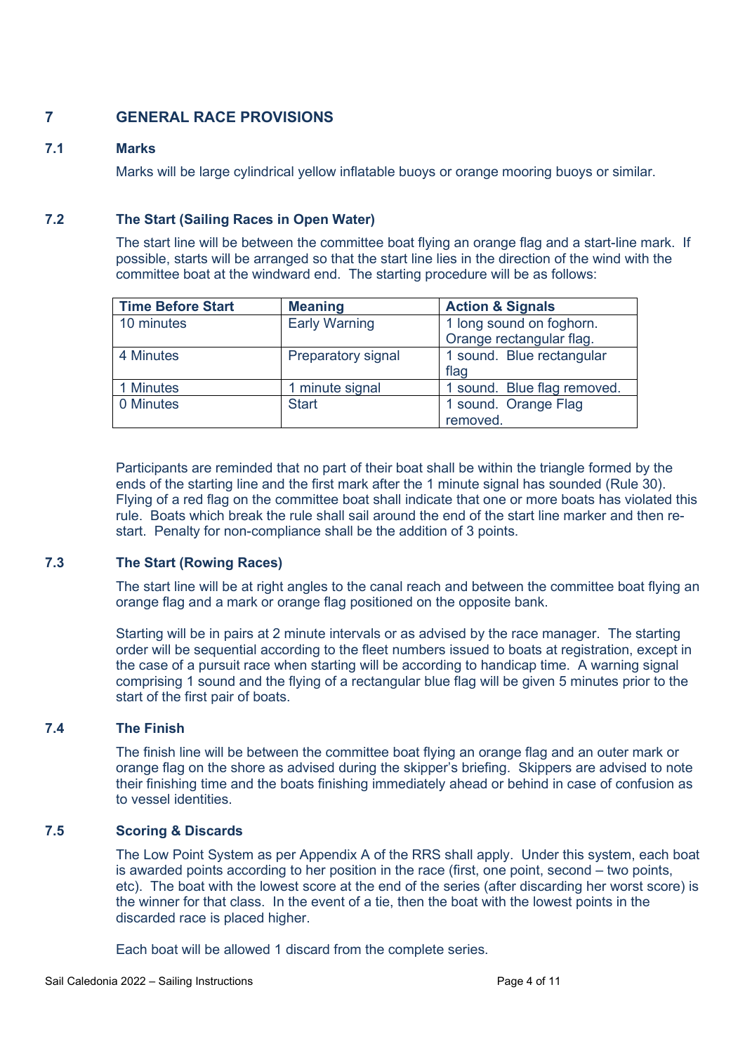## 7 GENERAL RACE PROVISIONS

### 7.1 Marks

Marks will be large cylindrical yellow inflatable buoys or orange mooring buoys or similar.

### 7.2 The Start (Sailing Races in Open Water)

The start line will be between the committee boat flying an orange flag and a start-line mark. If possible, starts will be arranged so that the start line lies in the direction of the wind with the committee boat at the windward end. The starting procedure will be as follows:

| Time Before Start | Meaning | Action & Signals |
|---|---|---|
| 10 minutes | Early Warning | 1 long sound on foghorn. Orange rectangular flag. |
| 4 Minutes | Preparatory signal | 1 sound. Blue rectangular flag |
| 1 Minutes | 1 minute signal | 1 sound. Blue flag removed. |
| 0 Minutes | Start | 1 sound. Orange Flag removed. |

Participants are reminded that no part of their boat shall be within the triangle formed by the ends of the starting line and the first mark after the 1 minute signal has sounded (Rule 30). Flying of a red flag on the committee boat shall indicate that one or more boats has violated this rule. Boats which break the rule shall sail around the end of the start line marker and then re-start. Penalty for non-compliance shall be the addition of 3 points.

### 7.3 The Start (Rowing Races)

The start line will be at right angles to the canal reach and between the committee boat flying an orange flag and a mark or orange flag positioned on the opposite bank.

Starting will be in pairs at 2 minute intervals or as advised by the race manager. The starting order will be sequential according to the fleet numbers issued to boats at registration, except in the case of a pursuit race when starting will be according to handicap time. A warning signal comprising 1 sound and the flying of a rectangular blue flag will be given 5 minutes prior to the start of the first pair of boats.

### 7.4 The Finish

The finish line will be between the committee boat flying an orange flag and an outer mark or orange flag on the shore as advised during the skipper's briefing. Skippers are advised to note their finishing time and the boats finishing immediately ahead or behind in case of confusion as to vessel identities.

### 7.5 Scoring & Discards

The Low Point System as per Appendix A of the RRS shall apply. Under this system, each boat is awarded points according to her position in the race (first, one point, second – two points, etc). The boat with the lowest score at the end of the series (after discarding her worst score) is the winner for that class. In the event of a tie, then the boat with the lowest points in the discarded race is placed higher.

Each boat will be allowed 1 discard from the complete series.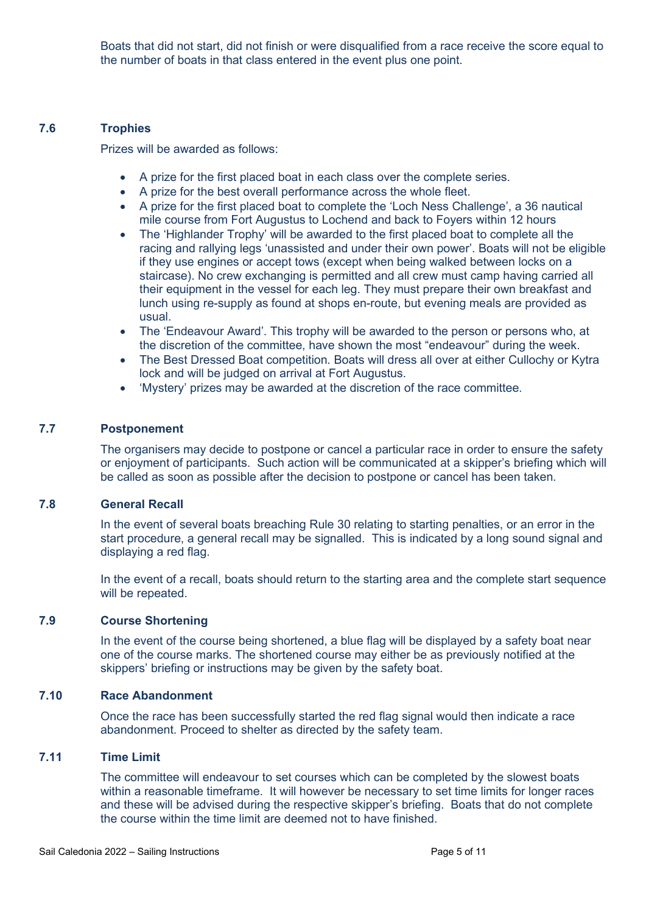Boats that did not start, did not finish or were disqualified from a race receive the score equal to the number of boats in that class entered in the event plus one point.

### 7.6 Trophies

Prizes will be awarded as follows:

- A prize for the first placed boat in each class over the complete series.
- A prize for the best overall performance across the whole fleet.
- A prize for the first placed boat to complete the 'Loch Ness Challenge', a 36 nautical mile course from Fort Augustus to Lochend and back to Foyers within 12 hours
- The 'Highlander Trophy' will be awarded to the first placed boat to complete all the racing and rallying legs 'unassisted and under their own power'. Boats will not be eligible if they use engines or accept tows (except when being walked between locks on a staircase). No crew exchanging is permitted and all crew must camp having carried all their equipment in the vessel for each leg. They must prepare their own breakfast and lunch using re-supply as found at shops en-route, but evening meals are provided as usual.
- The 'Endeavour Award'. This trophy will be awarded to the person or persons who, at the discretion of the committee, have shown the most "endeavour" during the week.
- The Best Dressed Boat competition. Boats will dress all over at either Cullochy or Kytra lock and will be judged on arrival at Fort Augustus.
- 'Mystery' prizes may be awarded at the discretion of the race committee.

### 7.7 Postponement

The organisers may decide to postpone or cancel a particular race in order to ensure the safety or enjoyment of participants. Such action will be communicated at a skipper's briefing which will be called as soon as possible after the decision to postpone or cancel has been taken.

### 7.8 General Recall

In the event of several boats breaching Rule 30 relating to starting penalties, or an error in the start procedure, a general recall may be signalled. This is indicated by a long sound signal and displaying a red flag.

In the event of a recall, boats should return to the starting area and the complete start sequence will be repeated.

### 7.9 Course Shortening

In the event of the course being shortened, a blue flag will be displayed by a safety boat near one of the course marks. The shortened course may either be as previously notified at the skippers' briefing or instructions may be given by the safety boat.

### 7.10 Race Abandonment

Once the race has been successfully started the red flag signal would then indicate a race abandonment. Proceed to shelter as directed by the safety team.

### 7.11 Time Limit

The committee will endeavour to set courses which can be completed by the slowest boats within a reasonable timeframe. It will however be necessary to set time limits for longer races and these will be advised during the respective skipper's briefing. Boats that do not complete the course within the time limit are deemed not to have finished.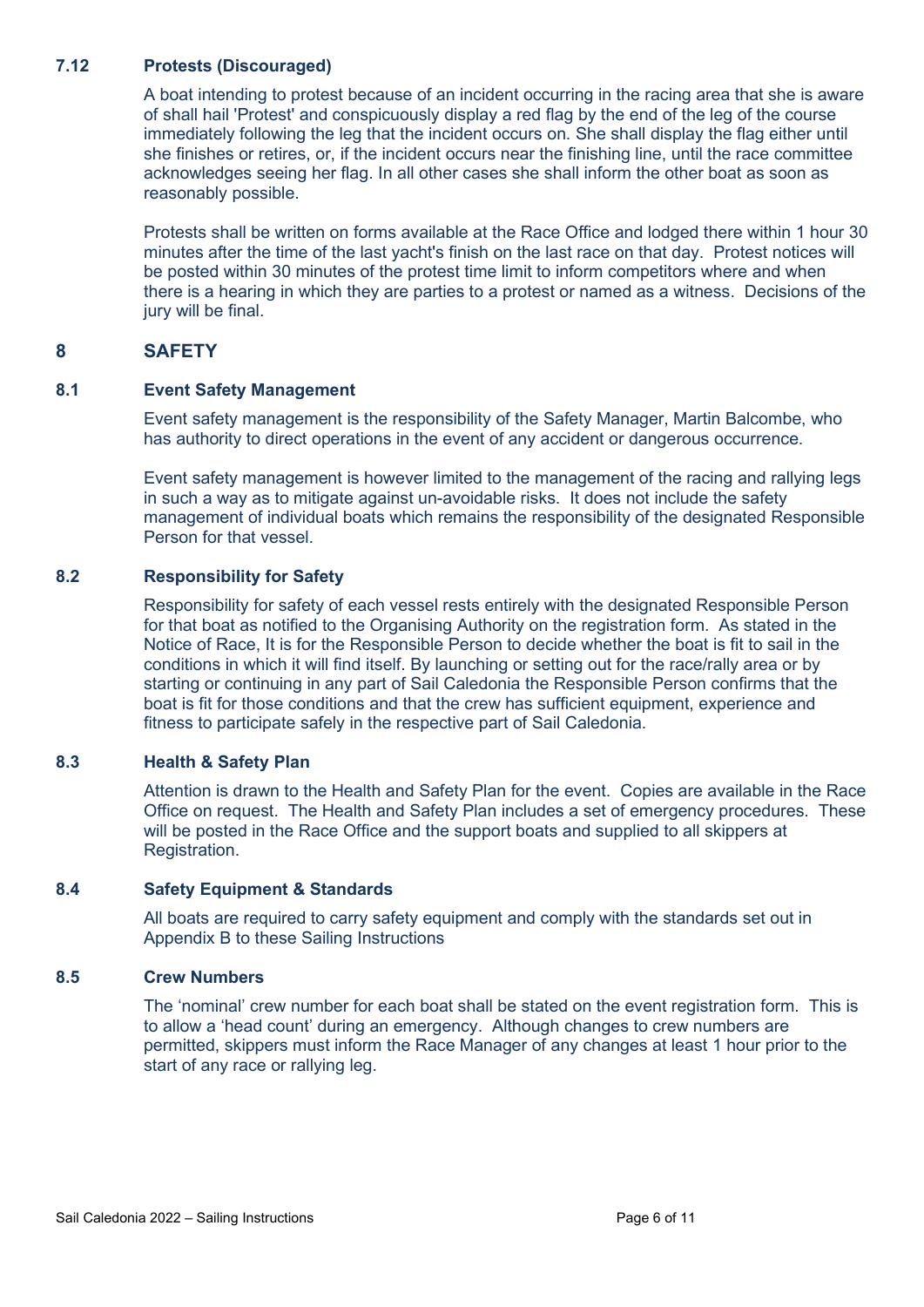### 7.12 Protests (Discouraged)

A boat intending to protest because of an incident occurring in the racing area that she is aware of shall hail 'Protest' and conspicuously display a red flag by the end of the leg of the course immediately following the leg that the incident occurs on. She shall display the flag either until she finishes or retires, or, if the incident occurs near the finishing line, until the race committee acknowledges seeing her flag. In all other cases she shall inform the other boat as soon as reasonably possible.

Protests shall be written on forms available at the Race Office and lodged there within 1 hour 30 minutes after the time of the last yacht's finish on the last race on that day. Protest notices will be posted within 30 minutes of the protest time limit to inform competitors where and when there is a hearing in which they are parties to a protest or named as a witness. Decisions of the jury will be final.

## 8 SAFETY

### 8.1 Event Safety Management

Event safety management is the responsibility of the Safety Manager, Martin Balcombe, who has authority to direct operations in the event of any accident or dangerous occurrence.

Event safety management is however limited to the management of the racing and rallying legs in such a way as to mitigate against un-avoidable risks. It does not include the safety management of individual boats which remains the responsibility of the designated Responsible Person for that vessel.

### 8.2 Responsibility for Safety

Responsibility for safety of each vessel rests entirely with the designated Responsible Person for that boat as notified to the Organising Authority on the registration form. As stated in the Notice of Race, It is for the Responsible Person to decide whether the boat is fit to sail in the conditions in which it will find itself. By launching or setting out for the race/rally area or by starting or continuing in any part of Sail Caledonia the Responsible Person confirms that the boat is fit for those conditions and that the crew has sufficient equipment, experience and fitness to participate safely in the respective part of Sail Caledonia.

### 8.3 Health & Safety Plan

Attention is drawn to the Health and Safety Plan for the event. Copies are available in the Race Office on request. The Health and Safety Plan includes a set of emergency procedures. These will be posted in the Race Office and the support boats and supplied to all skippers at Registration.

### 8.4 Safety Equipment & Standards

All boats are required to carry safety equipment and comply with the standards set out in Appendix B to these Sailing Instructions

### 8.5 Crew Numbers

The 'nominal' crew number for each boat shall be stated on the event registration form. This is to allow a 'head count' during an emergency. Although changes to crew numbers are permitted, skippers must inform the Race Manager of any changes at least 1 hour prior to the start of any race or rallying leg.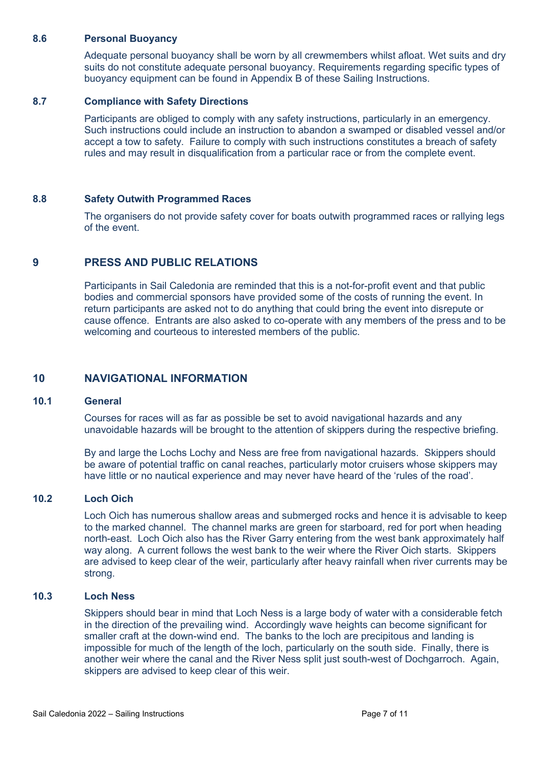### 8.6 Personal Buoyancy

Adequate personal buoyancy shall be worn by all crewmembers whilst afloat. Wet suits and dry suits do not constitute adequate personal buoyancy. Requirements regarding specific types of buoyancy equipment can be found in Appendix B of these Sailing Instructions.

### 8.7 Compliance with Safety Directions

Participants are obliged to comply with any safety instructions, particularly in an emergency. Such instructions could include an instruction to abandon a swamped or disabled vessel and/or accept a tow to safety. Failure to comply with such instructions constitutes a breach of safety rules and may result in disqualification from a particular race or from the complete event.

### 8.8 Safety Outwith Programmed Races

The organisers do not provide safety cover for boats outwith programmed races or rallying legs of the event.

## 9 PRESS AND PUBLIC RELATIONS

Participants in Sail Caledonia are reminded that this is a not-for-profit event and that public bodies and commercial sponsors have provided some of the costs of running the event. In return participants are asked not to do anything that could bring the event into disrepute or cause offence. Entrants are also asked to co-operate with any members of the press and to be welcoming and courteous to interested members of the public.

## 10 NAVIGATIONAL INFORMATION

### 10.1 General

Courses for races will as far as possible be set to avoid navigational hazards and any unavoidable hazards will be brought to the attention of skippers during the respective briefing.

By and large the Lochs Lochy and Ness are free from navigational hazards. Skippers should be aware of potential traffic on canal reaches, particularly motor cruisers whose skippers may have little or no nautical experience and may never have heard of the 'rules of the road'.

### 10.2 Loch Oich

Loch Oich has numerous shallow areas and submerged rocks and hence it is advisable to keep to the marked channel. The channel marks are green for starboard, red for port when heading north-east. Loch Oich also has the River Garry entering from the west bank approximately half way along. A current follows the west bank to the weir where the River Oich starts. Skippers are advised to keep clear of the weir, particularly after heavy rainfall when river currents may be strong.

### 10.3 Loch Ness

Skippers should bear in mind that Loch Ness is a large body of water with a considerable fetch in the direction of the prevailing wind. Accordingly wave heights can become significant for smaller craft at the down-wind end. The banks to the loch are precipitous and landing is impossible for much of the length of the loch, particularly on the south side. Finally, there is another weir where the canal and the River Ness split just south-west of Dochgarroch. Again, skippers are advised to keep clear of this weir.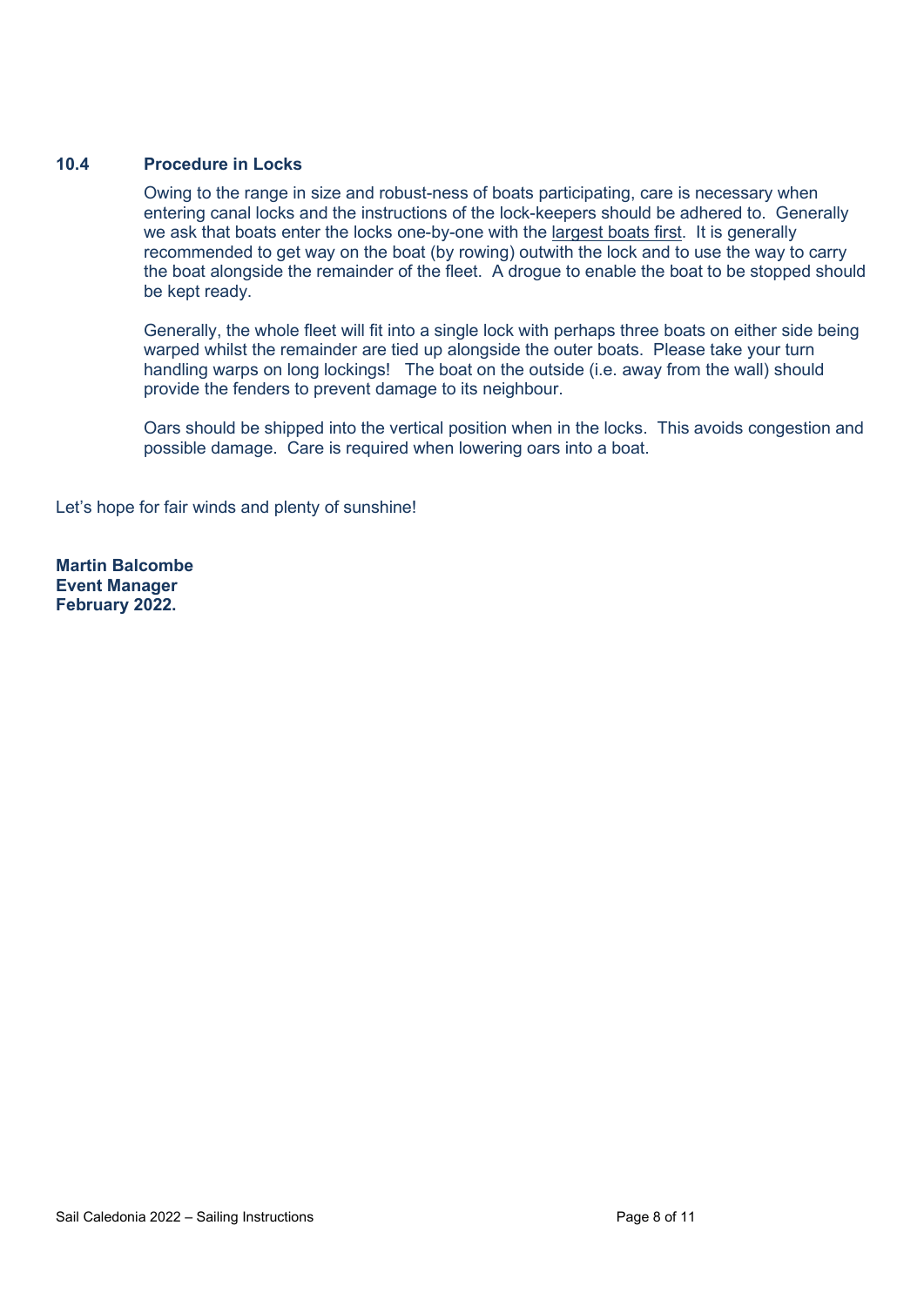### 10.4 Procedure in Locks

Owing to the range in size and robust-ness of boats participating, care is necessary when entering canal locks and the instructions of the lock-keepers should be adhered to. Generally we ask that boats enter the locks one-by-one with the <u>largest boats first</u>. It is generally recommended to get way on the boat (by rowing) outwith the lock and to use the way to carry the boat alongside the remainder of the fleet. A drogue to enable the boat to be stopped should be kept ready.

Generally, the whole fleet will fit into a single lock with perhaps three boats on either side being warped whilst the remainder are tied up alongside the outer boats. Please take your turn handling warps on long lockings! The boat on the outside (i.e. away from the wall) should provide the fenders to prevent damage to its neighbour.

Oars should be shipped into the vertical position when in the locks. This avoids congestion and possible damage. Care is required when lowering oars into a boat.

Let's hope for fair winds and plenty of sunshine!

**Martin Balcombe**
**Event Manager**
**February 2022.**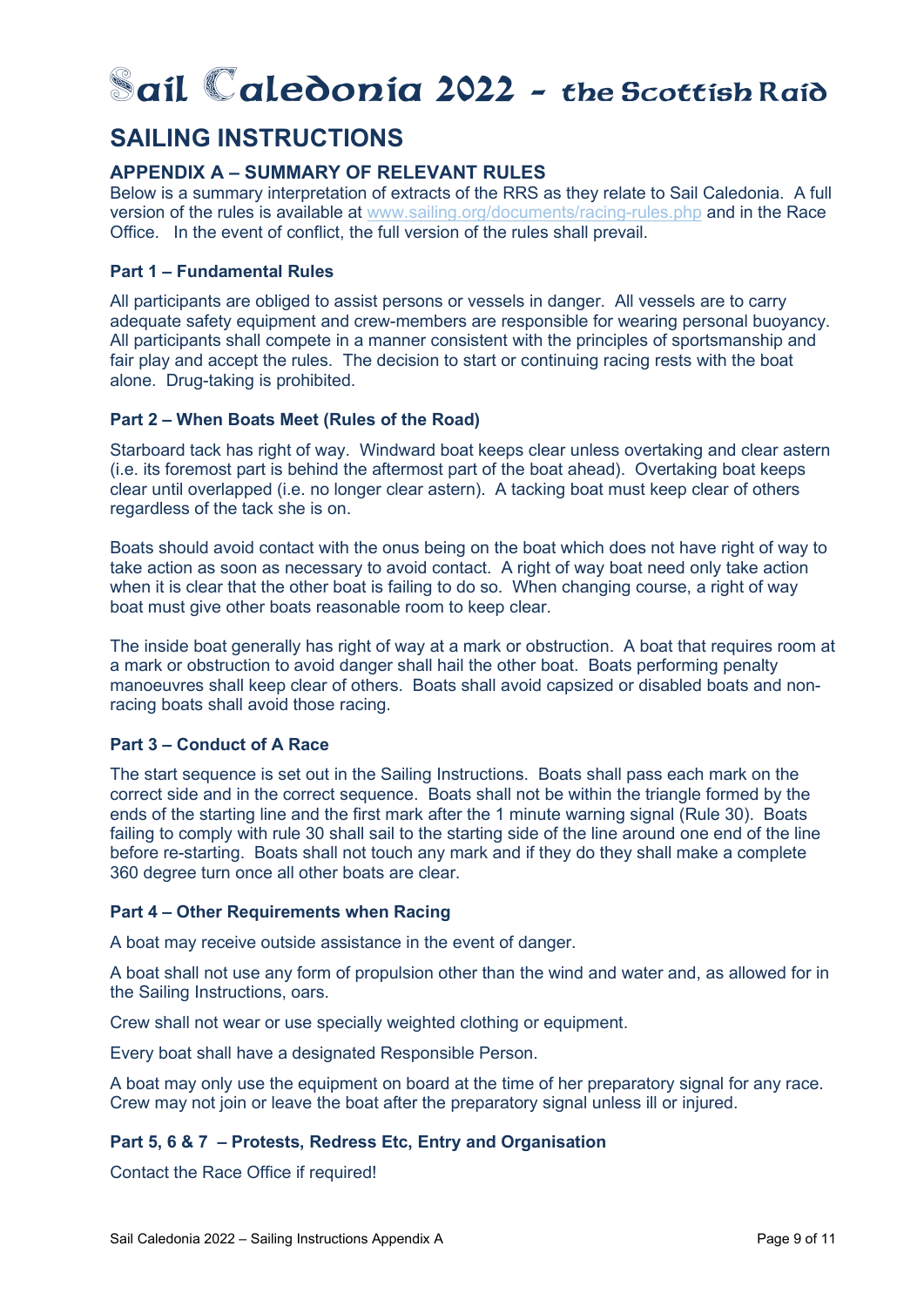# Sail Caledonia 2022 – the Scottish Raid

## SAILING INSTRUCTIONS

### APPENDIX A – SUMMARY OF RELEVANT RULES

Below is a summary interpretation of extracts of the RRS as they relate to Sail Caledonia. A full version of the rules is available at www.sailing.org/documents/racing-rules.php and in the Race Office. In the event of conflict, the full version of the rules shall prevail.

#### Part 1 – Fundamental Rules

All participants are obliged to assist persons or vessels in danger. All vessels are to carry adequate safety equipment and crew-members are responsible for wearing personal buoyancy. All participants shall compete in a manner consistent with the principles of sportsmanship and fair play and accept the rules. The decision to start or continuing racing rests with the boat alone. Drug-taking is prohibited.

#### Part 2 – When Boats Meet (Rules of the Road)

Starboard tack has right of way. Windward boat keeps clear unless overtaking and clear astern (i.e. its foremost part is behind the aftermost part of the boat ahead). Overtaking boat keeps clear until overlapped (i.e. no longer clear astern). A tacking boat must keep clear of others regardless of the tack she is on.

Boats should avoid contact with the onus being on the boat which does not have right of way to take action as soon as necessary to avoid contact. A right of way boat need only take action when it is clear that the other boat is failing to do so. When changing course, a right of way boat must give other boats reasonable room to keep clear.

The inside boat generally has right of way at a mark or obstruction. A boat that requires room at a mark or obstruction to avoid danger shall hail the other boat. Boats performing penalty manoeuvres shall keep clear of others. Boats shall avoid capsized or disabled boats and non-racing boats shall avoid those racing.

#### Part 3 – Conduct of A Race

The start sequence is set out in the Sailing Instructions. Boats shall pass each mark on the correct side and in the correct sequence. Boats shall not be within the triangle formed by the ends of the starting line and the first mark after the 1 minute warning signal (Rule 30). Boats failing to comply with rule 30 shall sail to the starting side of the line around one end of the line before re-starting. Boats shall not touch any mark and if they do they shall make a complete 360 degree turn once all other boats are clear.

#### Part 4 – Other Requirements when Racing

A boat may receive outside assistance in the event of danger.

A boat shall not use any form of propulsion other than the wind and water and, as allowed for in the Sailing Instructions, oars.

Crew shall not wear or use specially weighted clothing or equipment.

Every boat shall have a designated Responsible Person.

A boat may only use the equipment on board at the time of her preparatory signal for any race. Crew may not join or leave the boat after the preparatory signal unless ill or injured.

#### Part 5, 6 & 7 – Protests, Redress Etc, Entry and Organisation

Contact the Race Office if required!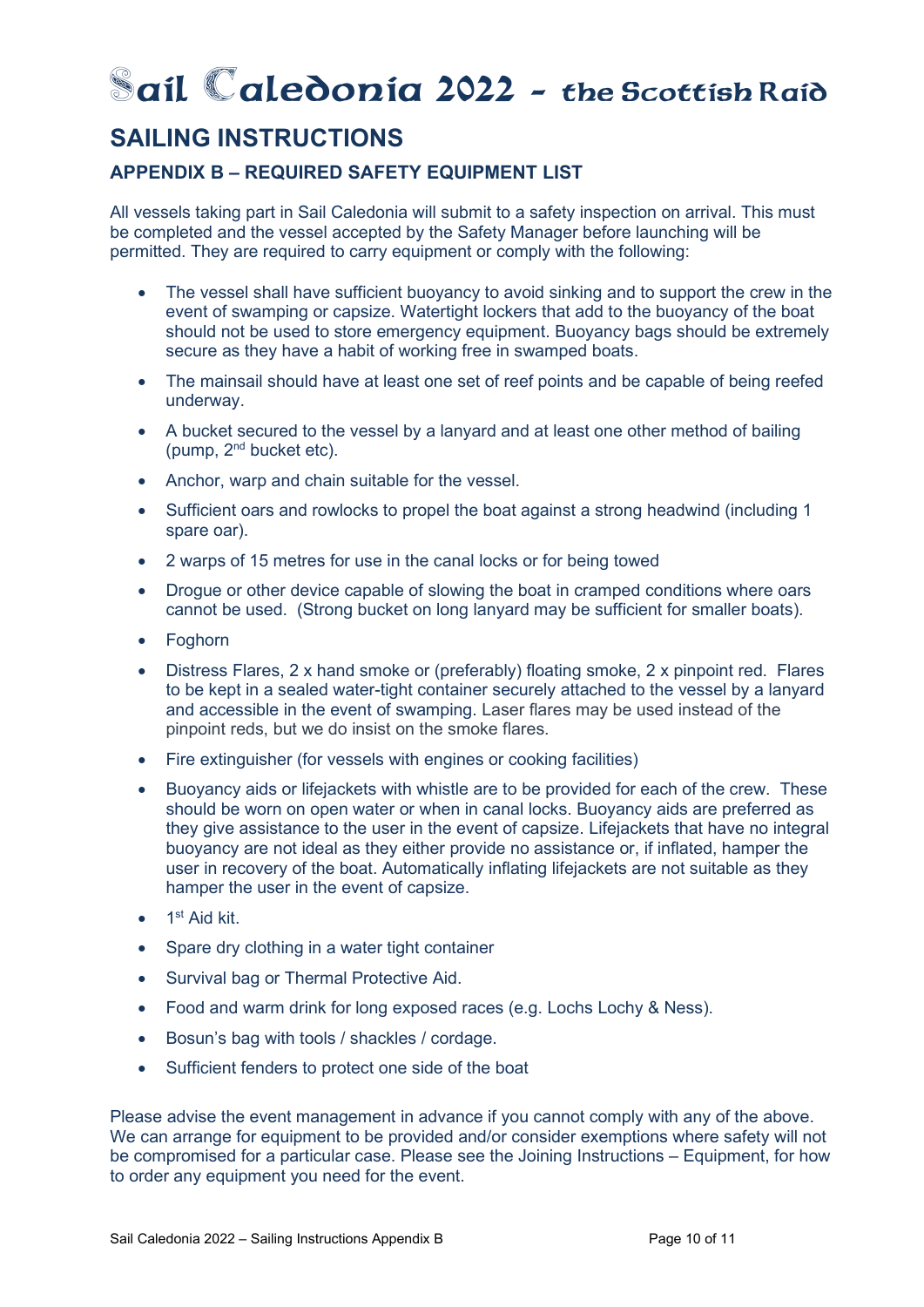# Sail Caledonia 2022 - the Scottish Raid

## SAILING INSTRUCTIONS

### APPENDIX B – REQUIRED SAFETY EQUIPMENT LIST

All vessels taking part in Sail Caledonia will submit to a safety inspection on arrival. This must be completed and the vessel accepted by the Safety Manager before launching will be permitted. They are required to carry equipment or comply with the following:

- The vessel shall have sufficient buoyancy to avoid sinking and to support the crew in the event of swamping or capsize. Watertight lockers that add to the buoyancy of the boat should not be used to store emergency equipment. Buoyancy bags should be extremely secure as they have a habit of working free in swamped boats.
- The mainsail should have at least one set of reef points and be capable of being reefed underway.
- A bucket secured to the vessel by a lanyard and at least one other method of bailing (pump, 2nd bucket etc).
- Anchor, warp and chain suitable for the vessel.
- Sufficient oars and rowlocks to propel the boat against a strong headwind (including 1 spare oar).
- 2 warps of 15 metres for use in the canal locks or for being towed
- Drogue or other device capable of slowing the boat in cramped conditions where oars cannot be used. (Strong bucket on long lanyard may be sufficient for smaller boats).
- Foghorn
- Distress Flares, 2 x hand smoke or (preferably) floating smoke, 2 x pinpoint red. Flares to be kept in a sealed water-tight container securely attached to the vessel by a lanyard and accessible in the event of swamping. Laser flares may be used instead of the pinpoint reds, but we do insist on the smoke flares.
- Fire extinguisher (for vessels with engines or cooking facilities)
- Buoyancy aids or lifejackets with whistle are to be provided for each of the crew. These should be worn on open water or when in canal locks. Buoyancy aids are preferred as they give assistance to the user in the event of capsize. Lifejackets that have no integral buoyancy are not ideal as they either provide no assistance or, if inflated, hamper the user in recovery of the boat. Automatically inflating lifejackets are not suitable as they hamper the user in the event of capsize.
- 1st Aid kit.
- Spare dry clothing in a water tight container
- Survival bag or Thermal Protective Aid.
- Food and warm drink for long exposed races (e.g. Lochs Lochy & Ness).
- Bosun's bag with tools / shackles / cordage.
- Sufficient fenders to protect one side of the boat

Please advise the event management in advance if you cannot comply with any of the above. We can arrange for equipment to be provided and/or consider exemptions where safety will not be compromised for a particular case. Please see the Joining Instructions – Equipment, for how to order any equipment you need for the event.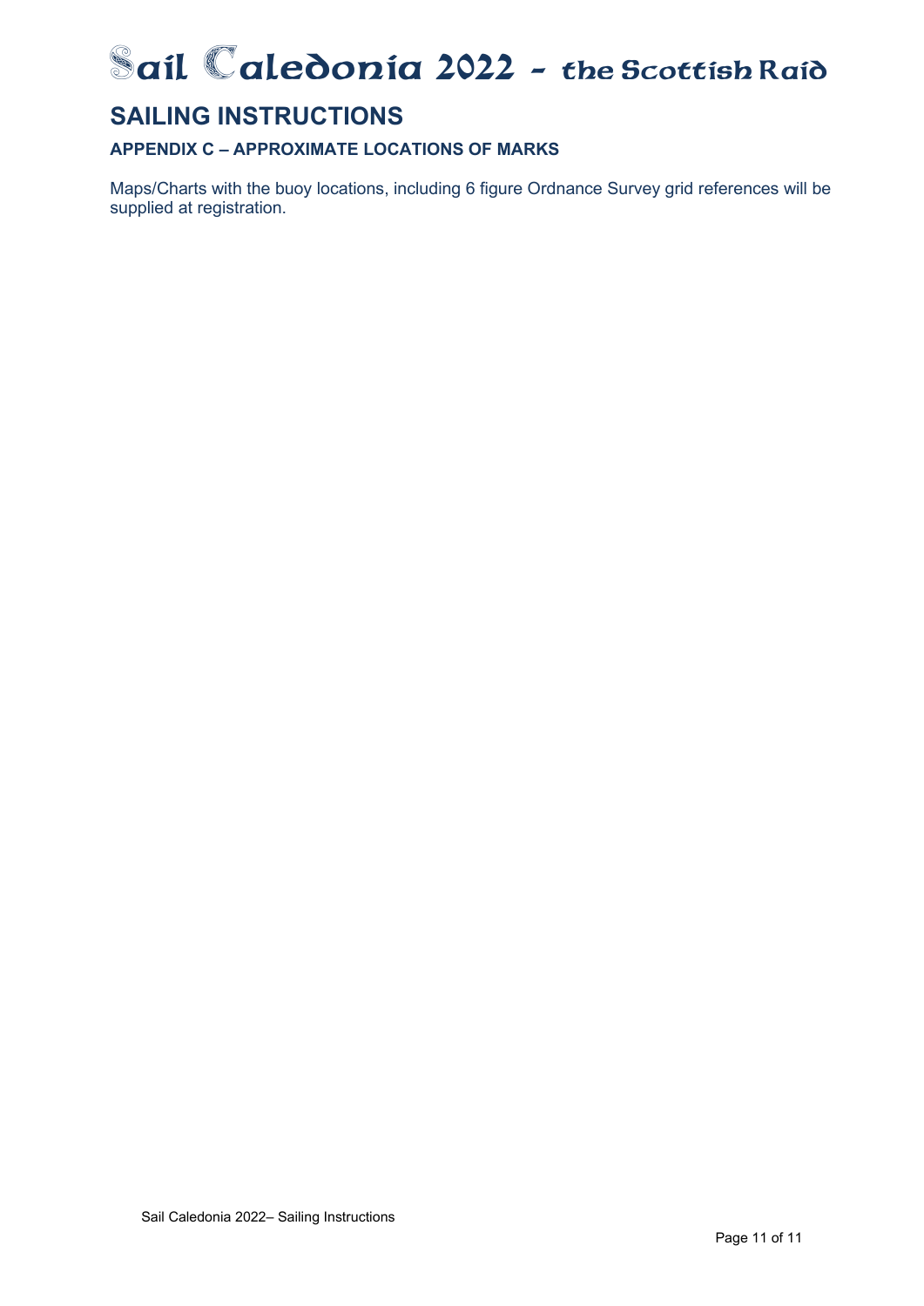## SAILING INSTRUCTIONS

### APPENDIX C – APPROXIMATE LOCATIONS OF MARKS

Maps/Charts with the buoy locations, including 6 figure Ordnance Survey grid references will be supplied at registration.